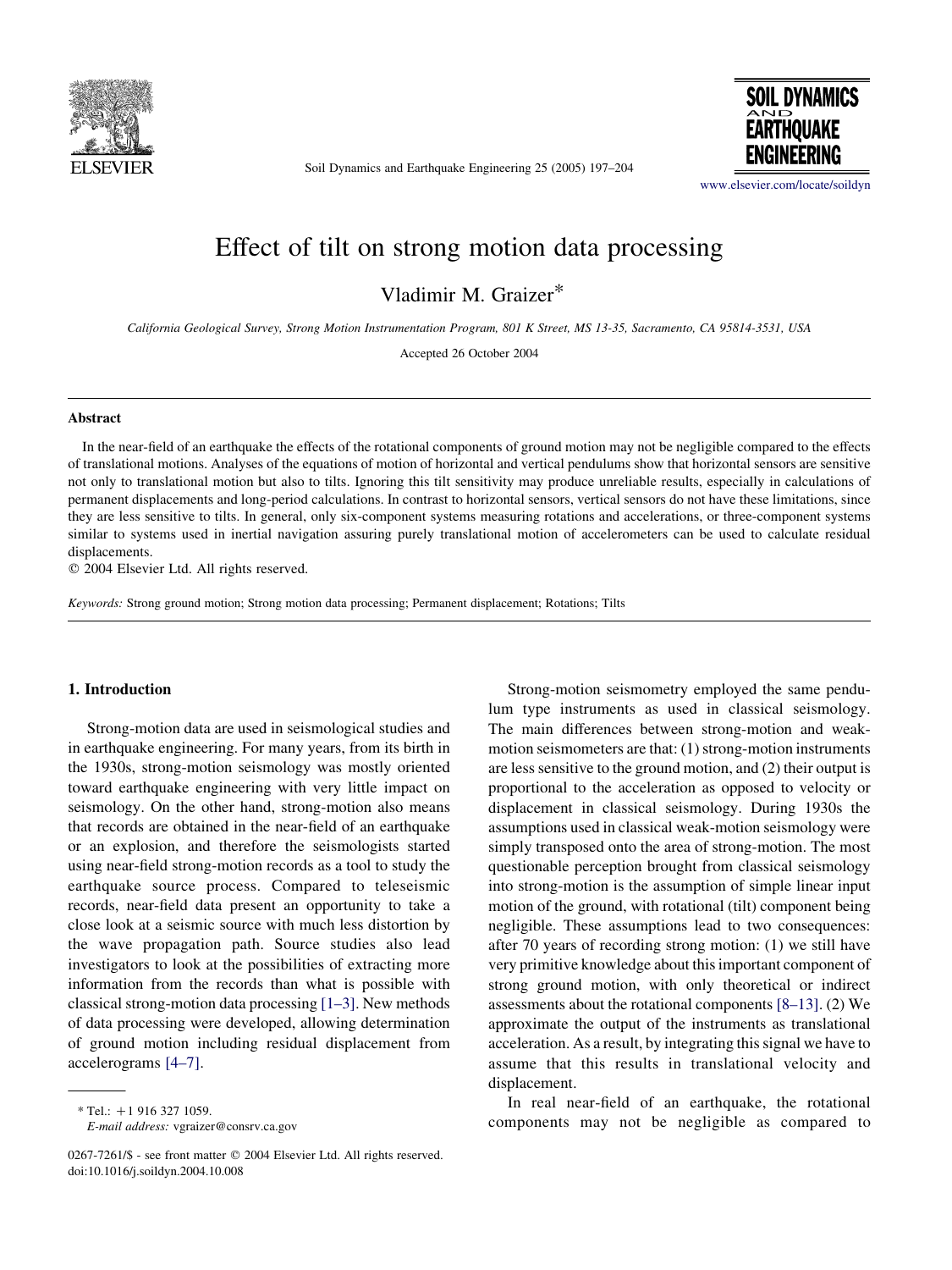# Effect of tilt on strong motion data processing

Vladimir M. Graizer*

*California Geological Survey, Strong Motion Instrumentation Program, 801 K Street, MS 13-35, Sacramento, CA 95814-3531, USA*

Accepted 26 October 2004

## Abstract

In the near-field of an earthquake the effects of the rotational components of ground motion may not be negligible compared to the effects of translational motions. Analyses of the equations of motion of horizontal and vertical pendulums show that horizontal sensors are sensitive not only to translational motion but also to tilts. Ignoring this tilt sensitivity may produce unreliable results, especially in calculations of permanent displacements and long-period calculations. In contrast to horizontal sensors, vertical sensors do not have these limitations, since they are less sensitive to tilts. In general, only six-component systems measuring rotations and accelerations, or three-component systems similar to systems used in inertial navigation assuring purely translational motion of accelerometers can be used to calculate residual displacements.

© 2004 Elsevier Ltd. All rights reserved.

*Keywords:* Strong ground motion; Strong motion data processing; Permanent displacement; Rotations; Tilts

## 1. Introduction

Strong-motion data are used in seismological studies and in earthquake engineering. For many years, from its birth in the 1930s, strong-motion seismology was mostly oriented toward earthquake engineering with very little impact on seismology. On the other hand, strong-motion also means that records are obtained in the near-field of an earthquake or an explosion, and therefore the seismologists started using near-field strong-motion records as a tool to study the earthquake source process. Compared to teleseismic records, near-field data present an opportunity to take a close look at a seismic source with much less distortion by the wave propagation path. Source studies also lead investigators to look at the possibilities of extracting more information from the records than what is possible with classical strong-motion data processing [1–3]. New methods of data processing were developed, allowing determination of ground motion including residual displacement from accelerograms [4–7].

Strong-motion seismometry employed the same pendulum type instruments as used in classical seismology. The main differences between strong-motion and weak-motion seismometers are that: (1) strong-motion instruments are less sensitive to the ground motion, and (2) their output is proportional to the acceleration as opposed to velocity or displacement in classical seismology. During 1930s the assumptions used in classical weak-motion seismology were simply transposed onto the area of strong-motion. The most questionable perception brought from classical seismology into strong-motion is the assumption of simple linear input motion of the ground, with rotational (tilt) component being negligible. These assumptions lead to two consequences: after 70 years of recording strong motion: (1) we still have very primitive knowledge about this important component of strong ground motion, with only theoretical or indirect assessments about the rotational components [8–13]. (2) We approximate the output of the instruments as translational acceleration. As a result, by integrating this signal we have to assume that this results in translational velocity and displacement.

In real near-field of an earthquake, the rotational components may not be negligible as compared to

---

* Tel.: +1 916 327 1059.
*E-mail address:* vgraizer@consrv.ca.gov

0267-7261/$ - see front matter © 2004 Elsevier Ltd. All rights reserved.
doi:10.1016/j.soildyn.2004.10.008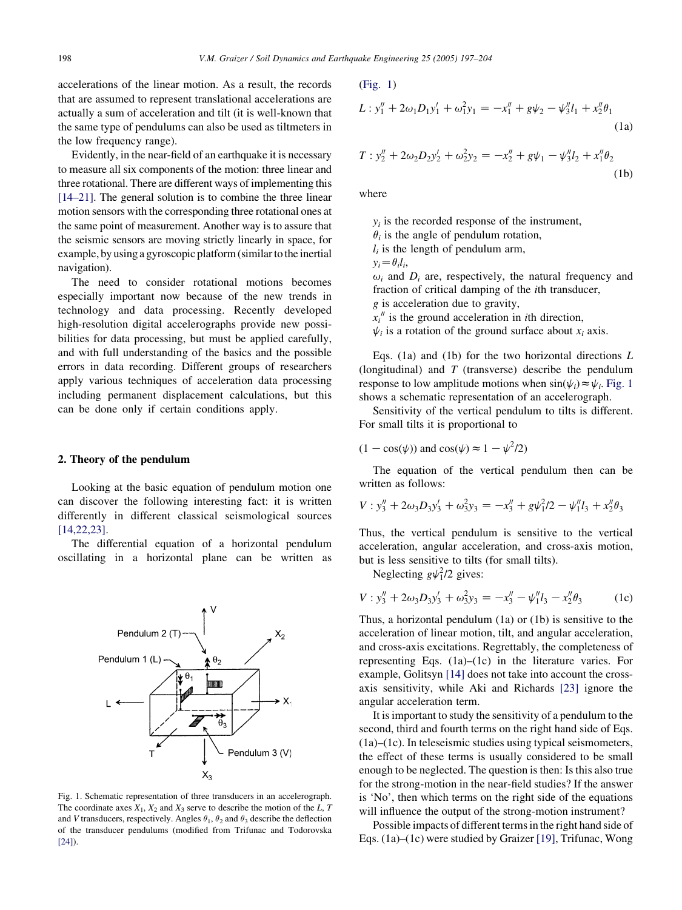accelerations of the linear motion. As a result, the records that are assumed to represent translational accelerations are actually a sum of acceleration and tilt (it is well-known that the same type of pendulums can also be used as tiltmeters in the low frequency range).

Evidently, in the near-field of an earthquake it is necessary to measure all six components of the motion: three linear and three rotational. There are different ways of implementing this [14–21]. The general solution is to combine the three linear motion sensors with the corresponding three rotational ones at the same point of measurement. Another way is to assure that the seismic sensors are moving strictly linearly in space, for example, by using a gyroscopic platform (similar to the inertial navigation).

The need to consider rotational motions becomes especially important now because of the new trends in technology and data processing. Recently developed high-resolution digital accelerographs provide new possibilities for data processing, but must be applied carefully, and with full understanding of the basics and the possible errors in data recording. Different groups of researchers apply various techniques of acceleration data processing including permanent displacement calculations, but this can be done only if certain conditions apply.

## 2. Theory of the pendulum

Looking at the basic equation of pendulum motion one can discover the following interesting fact: it is written differently in different classical seismological sources [14,22,23].

The differential equation of a horizontal pendulum oscillating in a horizontal plane can be written as (Fig. 1)

$$L : y_1'' + 2\omega_1 D_1 y_1' + \omega_1^2 y_1 = -x_1'' + g\psi_2 - \psi_3'' l_1 + x_2'' \theta_1 \tag{1a}$$

$$T : y_2'' + 2\omega_2 D_2 y_2' + \omega_2^2 y_2 = -x_2'' + g\psi_1 - \psi_3'' l_2 + x_1'' \theta_2 \tag{1b}$$

where

- $y_i$ is the recorded response of the instrument,
- $\theta_i$ is the angle of pendulum rotation,
- $l_i$ is the length of pendulum arm,
- $y_i = \theta_i l_i$,
- $\omega_i$ and $D_i$ are, respectively, the natural frequency and fraction of critical damping of the $i$th transducer,
- $g$ is acceleration due to gravity,
- $x_i''$ is the ground acceleration in $i$th direction,
- $\psi_i$ is a rotation of the ground surface about $x_i$ axis.

Eqs. (1a) and (1b) for the two horizontal directions $L$ (longitudinal) and $T$ (transverse) describe the pendulum response to low amplitude motions when $\sin(\psi_i) \approx \psi_i$. Fig. 1 shows a schematic representation of an accelerograph.

Sensitivity of the vertical pendulum to tilts is different. For small tilts it is proportional to

$$(1 - \cos(\psi)) \text{ and } \cos(\psi) \approx 1 - \psi^2/2)$$

The equation of the vertical pendulum then can be written as follows:

$$V : y_3'' + 2\omega_3 D_3 y_3' + \omega_3^2 y_3 = -x_3'' + g\psi_1^2/2 - \psi_1'' l_3 + x_2'' \theta_3$$

Thus, the vertical pendulum is sensitive to the vertical acceleration, angular acceleration, and cross-axis motion, but is less sensitive to tilts (for small tilts).

Neglecting $g\psi_1^2/2$ gives:

$$V : y_3'' + 2\omega_3 D_3 y_3' + \omega_3^2 y_3 = -x_3'' - \psi_1'' l_3 - x_2'' \theta_3 \tag{1c}$$

Thus, a horizontal pendulum (1a) or (1b) is sensitive to the acceleration of linear motion, tilt, and angular acceleration, and cross-axis excitations. Regrettably, the completeness of representing Eqs. (1a)–(1c) in the literature varies. For example, Golitsyn [14] does not take into account the cross-axis sensitivity, while Aki and Richards [23] ignore the angular acceleration term.

It is important to study the sensitivity of a pendulum to the second, third and fourth terms on the right hand side of Eqs. (1a)–(1c). In teleseismic studies using typical seismometers, the effect of these terms is usually considered to be small enough to be neglected. The question is then: Is this also true for the strong-motion in the near-field studies? If the answer is 'No', then which terms on the right side of the equations will influence the output of the strong-motion instrument?

Possible impacts of different terms in the right hand side of Eqs. (1a)–(1c) were studied by Graizer [19], Trifunac, Wong

Fig. 1. Schematic representation of three transducers in an accelerograph. The coordinate axes $X_1$, $X_2$ and $X_3$ serve to describe the motion of the $L$, $T$ and $V$ transducers, respectively. Angles $\theta_1$, $\theta_2$ and $\theta_3$ describe the deflection of the transducer pendulums (modified from Trifunac and Todorovska [24]).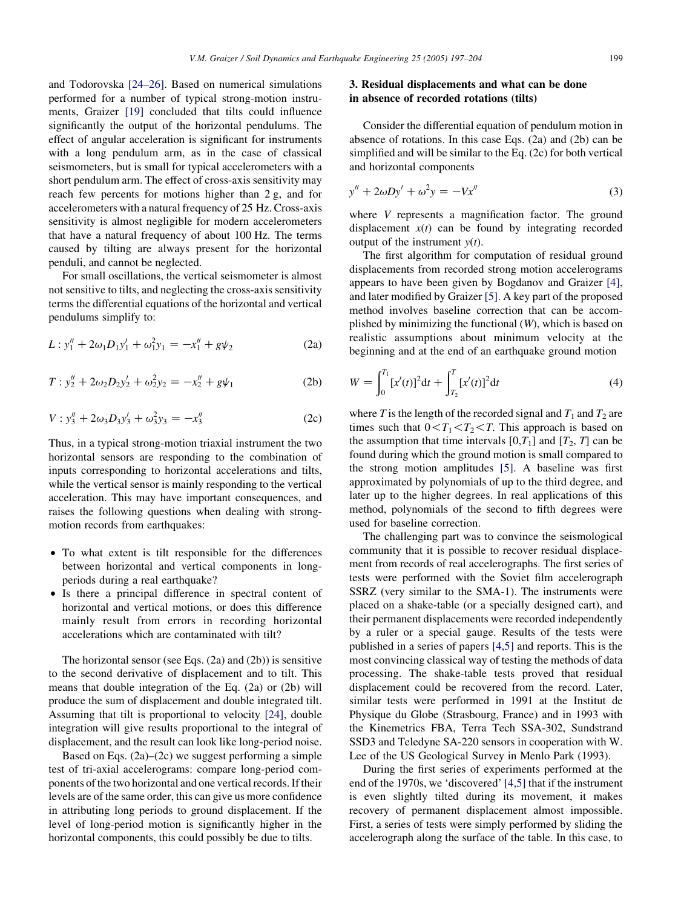and Todorovska [24–26]. Based on numerical simulations performed for a number of typical strong-motion instruments, Graizer [19] concluded that tilts could influence significantly the output of the horizontal pendulums. The effect of angular acceleration is significant for instruments with a long pendulum arm, as in the case of classical seismometers, but is small for typical accelerometers with a short pendulum arm. The effect of cross-axis sensitivity may reach few percents for motions higher than 2 g, and for accelerometers with a natural frequency of 25 Hz. Cross-axis sensitivity is almost negligible for modern accelerometers that have a natural frequency of about 100 Hz. The terms caused by tilting are always present for the horizontal penduli, and cannot be neglected.

For small oscillations, the vertical seismometer is almost not sensitive to tilts, and neglecting the cross-axis sensitivity terms the differential equations of the horizontal and vertical pendulums simplify to:

$$L: y_1'' + 2\omega_1 D_1 y_1' + \omega_1^2 y_1 = -x_1'' + g\psi_2 \tag{2a}$$

$$T: y_2'' + 2\omega_2 D_2 y_2' + \omega_2^2 y_2 = -x_2'' + g\psi_1 \tag{2b}$$

$$V: y_3'' + 2\omega_3 D_3 y_3' + \omega_3^2 y_3 = -x_3'' \tag{2c}$$

Thus, in a typical strong-motion triaxial instrument the two horizontal sensors are responding to the combination of inputs corresponding to horizontal accelerations and tilts, while the vertical sensor is mainly responding to the vertical acceleration. This may have important consequences, and raises the following questions when dealing with strong-motion records from earthquakes:

- To what extent is tilt responsible for the differences between horizontal and vertical components in long-periods during a real earthquake?
- Is there a principal difference in spectral content of horizontal and vertical motions, or does this difference mainly result from errors in recording horizontal accelerations which are contaminated with tilt?

The horizontal sensor (see Eqs. (2a) and (2b)) is sensitive to the second derivative of displacement and to tilt. This means that double integration of the Eq. (2a) or (2b) will produce the sum of displacement and double integrated tilt. Assuming that tilt is proportional to velocity [24], double integration will give results proportional to the integral of displacement, and the result can look like long-period noise.

Based on Eqs. (2a)–(2c) we suggest performing a simple test of tri-axial accelerograms: compare long-period components of the two horizontal and one vertical records. If their levels are of the same order, this can give us more confidence in attributing long periods to ground displacement. If the level of long-period motion is significantly higher in the horizontal components, this could possibly be due to tilts.

## 3. Residual displacements and what can be done in absence of recorded rotations (tilts)

Consider the differential equation of pendulum motion in absence of rotations. In this case Eqs. (2a) and (2b) can be simplified and will be similar to the Eq. (2c) for both vertical and horizontal components

$$y'' + 2\omega D y' + \omega^2 y = -V x'' \tag{3}$$

where $V$ represents a magnification factor. The ground displacement $x(t)$ can be found by integrating recorded output of the instrument $y(t)$.

The first algorithm for computation of residual ground displacements from recorded strong motion accelerograms appears to have been given by Bogdanov and Graizer [4], and later modified by Graizer [5]. A key part of the proposed method involves baseline correction that can be accomplished by minimizing the functional ($W$), which is based on realistic assumptions about minimum velocity at the beginning and at the end of an earthquake ground motion

$$W = \int_0^{T_1} [x'(t)]^2 \mathrm{d}t + \int_{T_2}^{T} [x'(t)]^2 \mathrm{d}t \tag{4}$$

where $T$ is the length of the recorded signal and $T_1$ and $T_2$ are times such that $0 < T_1 < T_2 < T$. This approach is based on the assumption that time intervals $[0,T_1]$ and $[T_2, T]$ can be found during which the ground motion is small compared to the strong motion amplitudes [5]. A baseline was first approximated by polynomials of up to the third degree, and later up to the higher degrees. In real applications of this method, polynomials of the second to fifth degrees were used for baseline correction.

The challenging part was to convince the seismological community that it is possible to recover residual displacement from records of real accelerographs. The first series of tests were performed with the Soviet film accelerograph SSRZ (very similar to the SMA-1). The instruments were placed on a shake-table (or a specially designed cart), and their permanent displacements were recorded independently by a ruler or a special gauge. Results of the tests were published in a series of papers [4,5] and reports. This is the most convincing classical way of testing the methods of data processing. The shake-table tests proved that residual displacement could be recovered from the record. Later, similar tests were performed in 1991 at the Institut de Physique du Globe (Strasbourg, France) and in 1993 with the Kinemetrics FBA, Terra Tech SSA-302, Sundstrand SSD3 and Teledyne SA-220 sensors in cooperation with W. Lee of the US Geological Survey in Menlo Park (1993).

During the first series of experiments performed at the end of the 1970s, we 'discovered' [4,5] that if the instrument is even slightly tilted during its movement, it makes recovery of permanent displacement almost impossible. First, a series of tests were simply performed by sliding the accelerograph along the surface of the table. In this case, to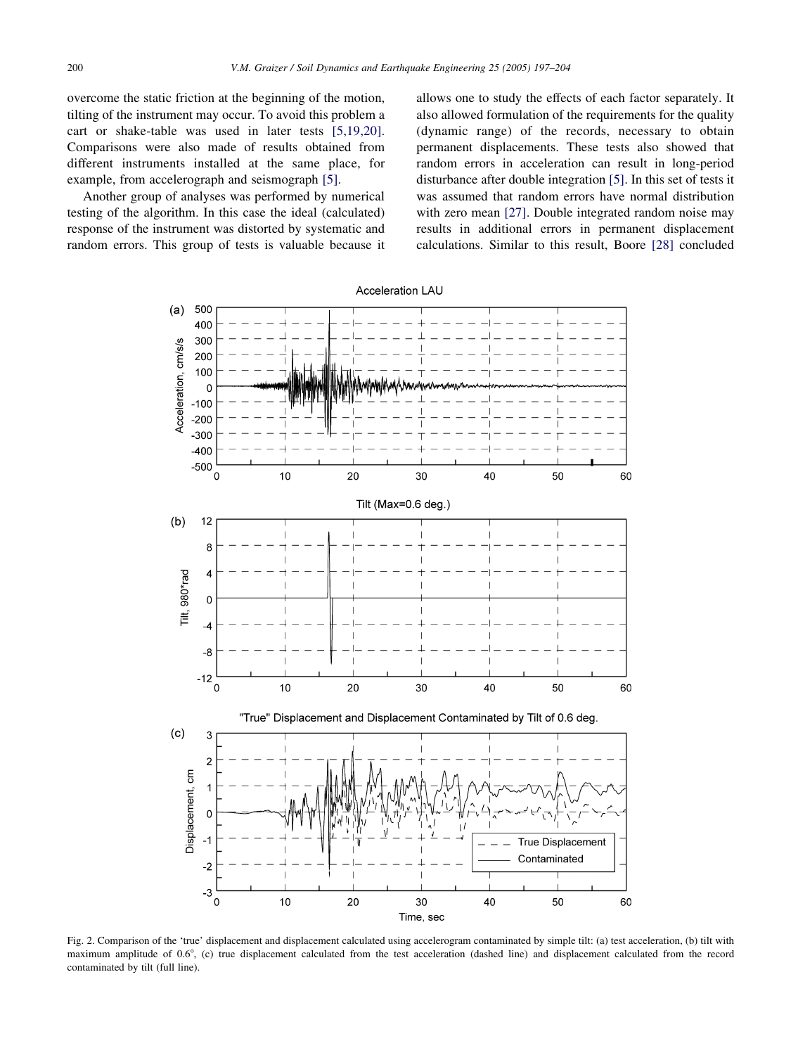overcome the static friction at the beginning of the motion, tilting of the instrument may occur. To avoid this problem a cart or shake-table was used in later tests [5,19,20]. Comparisons were also made of results obtained from different instruments installed at the same place, for example, from accelerograph and seismograph [5].

Another group of analyses was performed by numerical testing of the algorithm. In this case the ideal (calculated) response of the instrument was distorted by systematic and random errors. This group of tests is valuable because it allows one to study the effects of each factor separately. It also allowed formulation of the requirements for the quality (dynamic range) of the records, necessary to obtain permanent displacements. These tests also showed that random errors in acceleration can result in long-period disturbance after double integration [5]. In this set of tests it was assumed that random errors have normal distribution with zero mean [27]. Double integrated random noise may results in additional errors in permanent displacement calculations. Similar to this result, Boore [28] concluded

Fig. 2. Comparison of the 'true' displacement and displacement calculated using accelerogram contaminated by simple tilt: (a) test acceleration, (b) tilt with maximum amplitude of 0.6°, (c) true displacement calculated from the test acceleration (dashed line) and displacement calculated from the record contaminated by tilt (full line).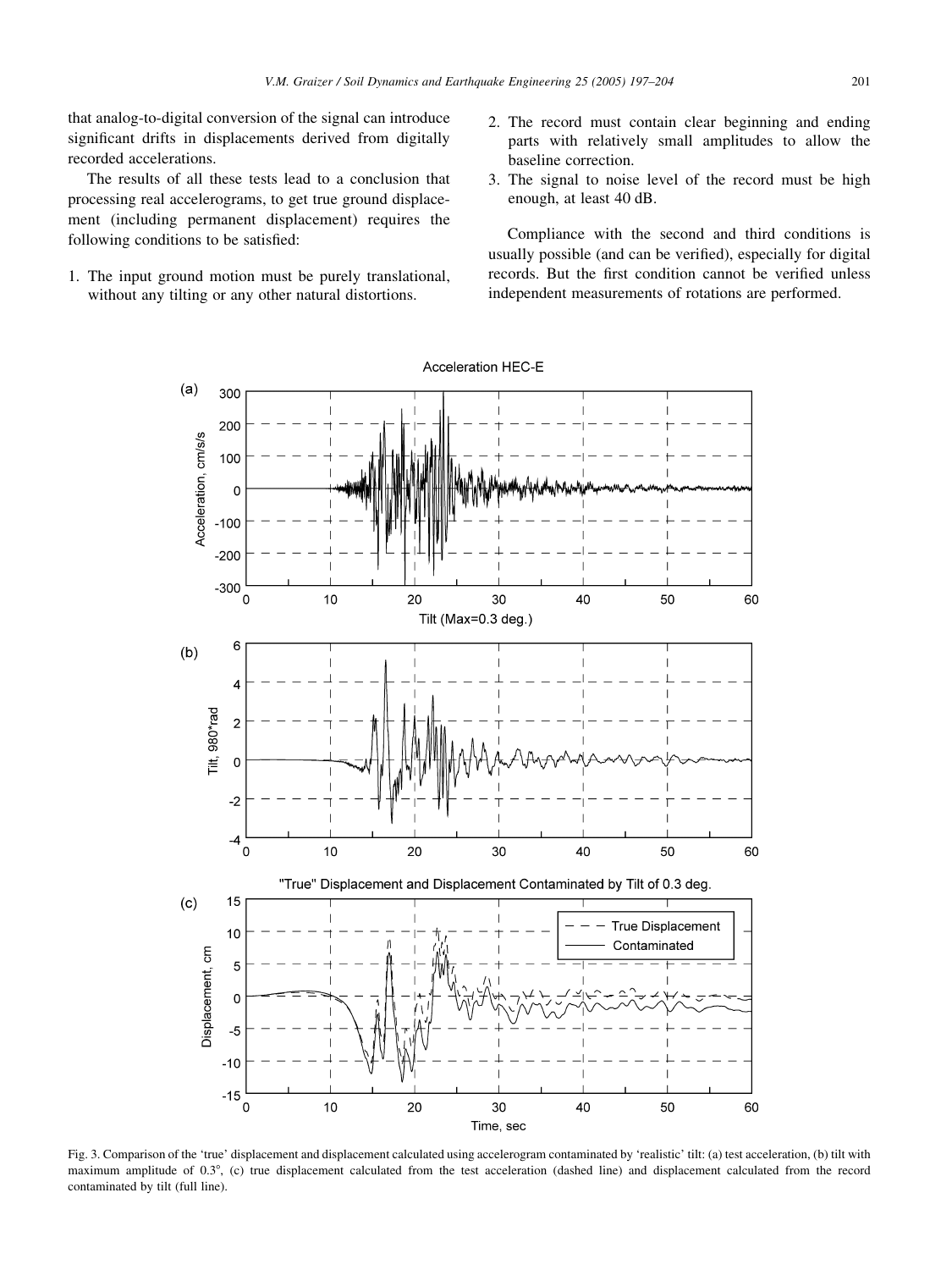that analog-to-digital conversion of the signal can introduce significant drifts in displacements derived from digitally recorded accelerations.

The results of all these tests lead to a conclusion that processing real accelerograms, to get true ground displacement (including permanent displacement) requires the following conditions to be satisfied:

1. The input ground motion must be purely translational, without any tilting or any other natural distortions.
2. The record must contain clear beginning and ending parts with relatively small amplitudes to allow the baseline correction.
3. The signal to noise level of the record must be high enough, at least 40 dB.

Compliance with the second and third conditions is usually possible (and can be verified), especially for digital records. But the first condition cannot be verified unless independent measurements of rotations are performed.

Fig. 3. Comparison of the 'true' displacement and displacement calculated using accelerogram contaminated by 'realistic' tilt: (a) test acceleration, (b) tilt with maximum amplitude of 0.3°, (c) true displacement calculated from the test acceleration (dashed line) and displacement calculated from the record contaminated by tilt (full line).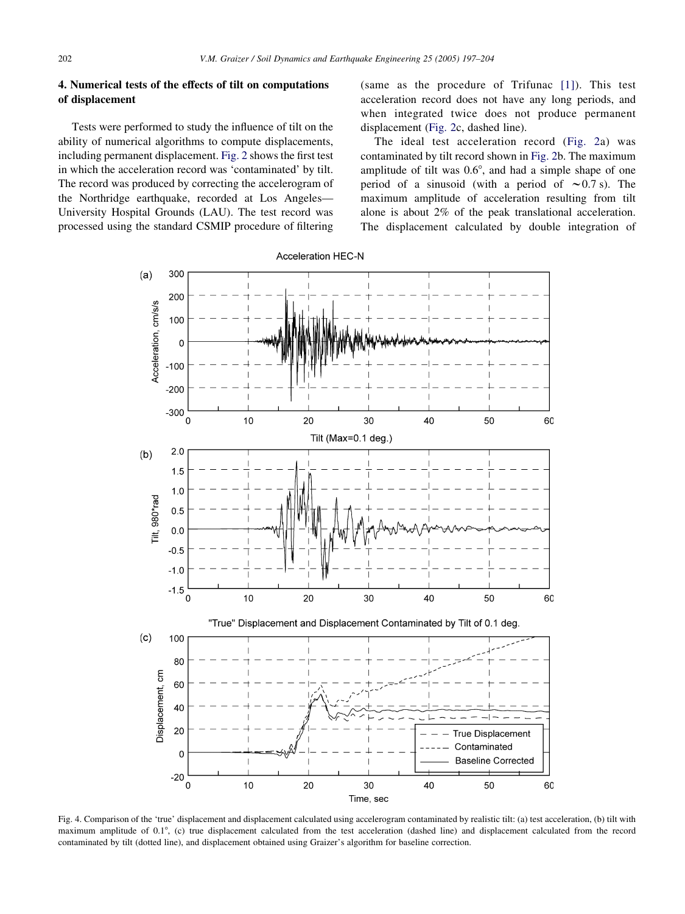## 4. Numerical tests of the effects of tilt on computations of displacement

Tests were performed to study the influence of tilt on the ability of numerical algorithms to compute displacements, including permanent displacement. Fig. 2 shows the first test in which the acceleration record was 'contaminated' by tilt. The record was produced by correcting the accelerogram of the Northridge earthquake, recorded at Los Angeles—University Hospital Grounds (LAU). The test record was processed using the standard CSMIP procedure of filtering (same as the procedure of Trifunac [1]). This test acceleration record does not have any long periods, and when integrated twice does not produce permanent displacement (Fig. 2c, dashed line).

The ideal test acceleration record (Fig. 2a) was contaminated by tilt record shown in Fig. 2b. The maximum amplitude of tilt was 0.6°, and had a simple shape of one period of a sinusoid (with a period of ∼0.7 s). The maximum amplitude of acceleration resulting from tilt alone is about 2% of the peak translational acceleration. The displacement calculated by double integration of

Fig. 4. Comparison of the 'true' displacement and displacement calculated using accelerogram contaminated by realistic tilt: (a) test acceleration, (b) tilt with maximum amplitude of 0.1°, (c) true displacement calculated from the test acceleration (dashed line) and displacement calculated from the record contaminated by tilt (dotted line), and displacement obtained using Graizer's algorithm for baseline correction.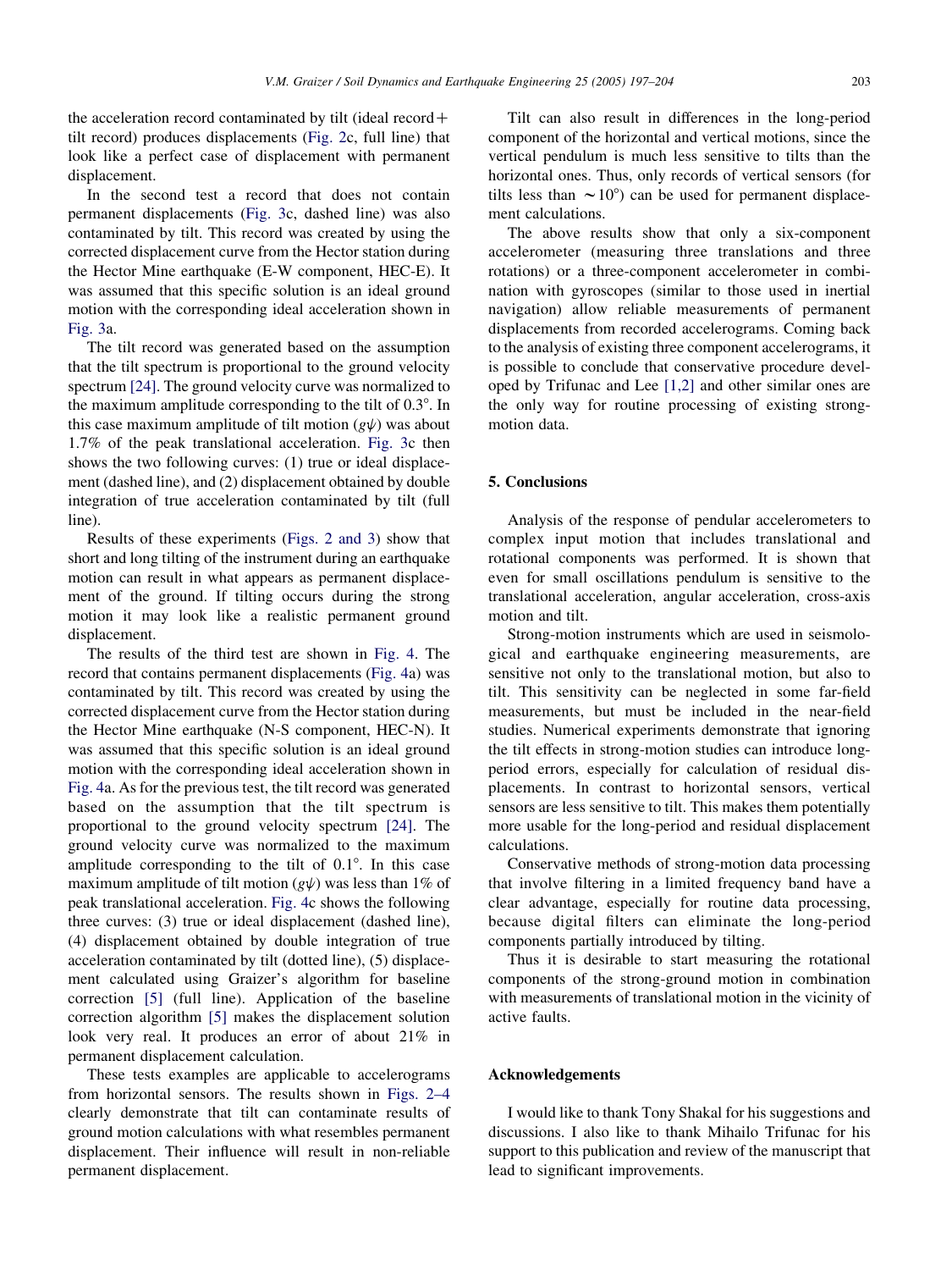the acceleration record contaminated by tilt (ideal record + tilt record) produces displacements (Fig. 2c, full line) that look like a perfect case of displacement with permanent displacement.

In the second test a record that does not contain permanent displacements (Fig. 3c, dashed line) was also contaminated by tilt. This record was created by using the corrected displacement curve from the Hector station during the Hector Mine earthquake (E-W component, HEC-E). It was assumed that this specific solution is an ideal ground motion with the corresponding ideal acceleration shown in Fig. 3a.

The tilt record was generated based on the assumption that the tilt spectrum is proportional to the ground velocity spectrum [24]. The ground velocity curve was normalized to the maximum amplitude corresponding to the tilt of 0.3°. In this case maximum amplitude of tilt motion ($g\psi$) was about 1.7% of the peak translational acceleration. Fig. 3c then shows the two following curves: (1) true or ideal displacement (dashed line), and (2) displacement obtained by double integration of true acceleration contaminated by tilt (full line).

Results of these experiments (Figs. 2 and 3) show that short and long tilting of the instrument during an earthquake motion can result in what appears as permanent displacement of the ground. If tilting occurs during the strong motion it may look like a realistic permanent ground displacement.

The results of the third test are shown in Fig. 4. The record that contains permanent displacements (Fig. 4a) was contaminated by tilt. This record was created by using the corrected displacement curve from the Hector station during the Hector Mine earthquake (N-S component, HEC-N). It was assumed that this specific solution is an ideal ground motion with the corresponding ideal acceleration shown in Fig. 4a. As for the previous test, the tilt record was generated based on the assumption that the tilt spectrum is proportional to the ground velocity spectrum [24]. The ground velocity curve was normalized to the maximum amplitude corresponding to the tilt of 0.1°. In this case maximum amplitude of tilt motion ($g\psi$) was less than 1% of peak translational acceleration. Fig. 4c shows the following three curves: (3) true or ideal displacement (dashed line), (4) displacement obtained by double integration of true acceleration contaminated by tilt (dotted line), (5) displacement calculated using Graizer's algorithm for baseline correction [5] (full line). Application of the baseline correction algorithm [5] makes the displacement solution look very real. It produces an error of about 21% in permanent displacement calculation.

These tests examples are applicable to accelerograms from horizontal sensors. The results shown in Figs. 2–4 clearly demonstrate that tilt can contaminate results of ground motion calculations with what resembles permanent displacement. Their influence will result in non-reliable permanent displacement.

Tilt can also result in differences in the long-period component of the horizontal and vertical motions, since the vertical pendulum is much less sensitive to tilts than the horizontal ones. Thus, only records of vertical sensors (for tilts less than $\sim 10°$) can be used for permanent displacement calculations.

The above results show that only a six-component accelerometer (measuring three translations and three rotations) or a three-component accelerometer in combination with gyroscopes (similar to those used in inertial navigation) allow reliable measurements of permanent displacements from recorded accelerograms. Coming back to the analysis of existing three component accelerograms, it is possible to conclude that conservative procedure developed by Trifunac and Lee [1,2] and other similar ones are the only way for routine processing of existing strong-motion data.

## 5. Conclusions

Analysis of the response of pendular accelerometers to complex input motion that includes translational and rotational components was performed. It is shown that even for small oscillations pendulum is sensitive to the translational acceleration, angular acceleration, cross-axis motion and tilt.

Strong-motion instruments which are used in seismological and earthquake engineering measurements, are sensitive not only to the translational motion, but also to tilt. This sensitivity can be neglected in some far-field measurements, but must be included in the near-field studies. Numerical experiments demonstrate that ignoring the tilt effects in strong-motion studies can introduce long-period errors, especially for calculation of residual displacements. In contrast to horizontal sensors, vertical sensors are less sensitive to tilt. This makes them potentially more usable for the long-period and residual displacement calculations.

Conservative methods of strong-motion data processing that involve filtering in a limited frequency band have a clear advantage, especially for routine data processing, because digital filters can eliminate the long-period components partially introduced by tilting.

Thus it is desirable to start measuring the rotational components of the strong-ground motion in combination with measurements of translational motion in the vicinity of active faults.

## Acknowledgements

I would like to thank Tony Shakal for his suggestions and discussions. I also like to thank Mihailo Trifunac for his support to this publication and review of the manuscript that lead to significant improvements.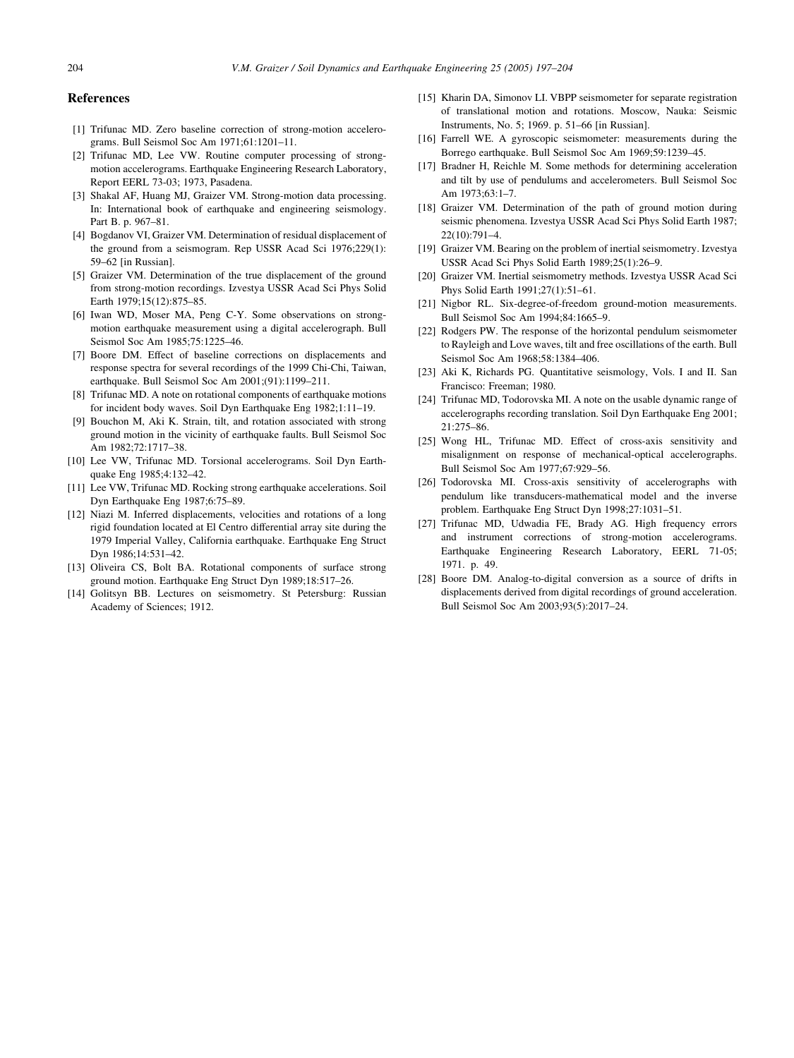## References

[1] Trifunac MD. Zero baseline correction of strong-motion accelerograms. Bull Seismol Soc Am 1971;61:1201–11.

[2] Trifunac MD, Lee VW. Routine computer processing of strong-motion accelerograms. Earthquake Engineering Research Laboratory, Report EERL 73-03; 1973, Pasadena.

[3] Shakal AF, Huang MJ, Graizer VM. Strong-motion data processing. In: International book of earthquake and engineering seismology. Part B. p. 967–81.

[4] Bogdanov VI, Graizer VM. Determination of residual displacement of the ground from a seismogram. Rep USSR Acad Sci 1976;229(1): 59–62 [in Russian].

[5] Graizer VM. Determination of the true displacement of the ground from strong-motion recordings. Izvestya USSR Acad Sci Phys Solid Earth 1979;15(12):875–85.

[6] Iwan WD, Moser MA, Peng C-Y. Some observations on strong-motion earthquake measurement using a digital accelerograph. Bull Seismol Soc Am 1985;75:1225–46.

[7] Boore DM. Effect of baseline corrections on displacements and response spectra for several recordings of the 1999 Chi-Chi, Taiwan, earthquake. Bull Seismol Soc Am 2001;(91):1199–211.

[8] Trifunac MD. A note on rotational components of earthquake motions for incident body waves. Soil Dyn Earthquake Eng 1982;1:11–19.

[9] Bouchon M, Aki K. Strain, tilt, and rotation associated with strong ground motion in the vicinity of earthquake faults. Bull Seismol Soc Am 1982;72:1717–38.

[10] Lee VW, Trifunac MD. Torsional accelerograms. Soil Dyn Earthquake Eng 1985;4:132–42.

[11] Lee VW, Trifunac MD. Rocking strong earthquake accelerations. Soil Dyn Earthquake Eng 1987;6:75–89.

[12] Niazi M. Inferred displacements, velocities and rotations of a long rigid foundation located at El Centro differential array site during the 1979 Imperial Valley, California earthquake. Earthquake Eng Struct Dyn 1986;14:531–42.

[13] Oliveira CS, Bolt BA. Rotational components of surface strong ground motion. Earthquake Eng Struct Dyn 1989;18:517–26.

[14] Golitsyn BB. Lectures on seismometry. St Petersburg: Russian Academy of Sciences; 1912.

[15] Kharin DA, Simonov LI. VBPP seismometer for separate registration of translational motion and rotations. Moscow, Nauka: Seismic Instruments, No. 5; 1969. p. 51–66 [in Russian].

[16] Farrell WE. A gyroscopic seismometer: measurements during the Borrego earthquake. Bull Seismol Soc Am 1969;59:1239–45.

[17] Bradner H, Reichle M. Some methods for determining acceleration and tilt by use of pendulums and accelerometers. Bull Seismol Soc Am 1973;63:1–7.

[18] Graizer VM. Determination of the path of ground motion during seismic phenomena. Izvestya USSR Acad Sci Phys Solid Earth 1987; 22(10):791–4.

[19] Graizer VM. Bearing on the problem of inertial seismometry. Izvestya USSR Acad Sci Phys Solid Earth 1989;25(1):26–9.

[20] Graizer VM. Inertial seismometry methods. Izvestya USSR Acad Sci Phys Solid Earth 1991;27(1):51–61.

[21] Nigbor RL. Six-degree-of-freedom ground-motion measurements. Bull Seismol Soc Am 1994;84:1665–9.

[22] Rodgers PW. The response of the horizontal pendulum seismometer to Rayleigh and Love waves, tilt and free oscillations of the earth. Bull Seismol Soc Am 1968;58:1384–406.

[23] Aki K, Richards PG. Quantitative seismology, Vols. I and II. San Francisco: Freeman; 1980.

[24] Trifunac MD, Todorovska MI. A note on the usable dynamic range of accelerographs recording translation. Soil Dyn Earthquake Eng 2001; 21:275–86.

[25] Wong HL, Trifunac MD. Effect of cross-axis sensitivity and misalignment on response of mechanical-optical accelerographs. Bull Seismol Soc Am 1977;67:929–56.

[26] Todorovska MI. Cross-axis sensitivity of accelerographs with pendulum like transducers-mathematical model and the inverse problem. Earthquake Eng Struct Dyn 1998;27:1031–51.

[27] Trifunac MD, Udwadia FE, Brady AG. High frequency errors and instrument corrections of strong-motion accelerograms. Earthquake Engineering Research Laboratory, EERL 71-05; 1971. p. 49.

[28] Boore DM. Analog-to-digital conversion as a source of drifts in displacements derived from digital recordings of ground acceleration. Bull Seismol Soc Am 2003;93(5):2017–24.